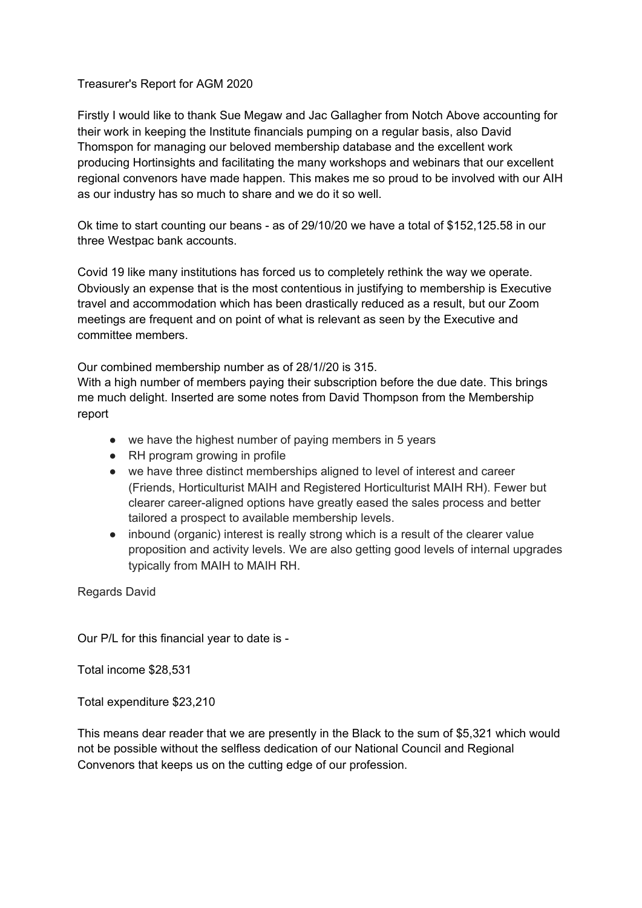Treasurer's Report for AGM 2020

Firstly I would like to thank Sue Megaw and Jac Gallagher from Notch Above accounting for their work in keeping the Institute financials pumping on a regular basis, also David Thomspon for managing our beloved membership database and the excellent work producing Hortinsights and facilitating the many workshops and webinars that our excellent regional convenors have made happen. This makes me so proud to be involved with our AIH as our industry has so much to share and we do it so well.

Ok time to start counting our beans - as of 29/10/20 we have a total of $152,125.58 in our three Westpac bank accounts.

Covid 19 like many institutions has forced us to completely rethink the way we operate. Obviously an expense that is the most contentious in justifying to membership is Executive travel and accommodation which has been drastically reduced as a result, but our Zoom meetings are frequent and on point of what is relevant as seen by the Executive and committee members.

Our combined membership number as of 28/1//20 is 315.
With a high number of members paying their subscription before the due date. This brings me much delight. Inserted are some notes from David Thompson from the Membership report

- we have the highest number of paying members in 5 years
- RH program growing in profile
- we have three distinct memberships aligned to level of interest and career (Friends, Horticulturist MAIH and Registered Horticulturist MAIH RH). Fewer but clearer career-aligned options have greatly eased the sales process and better tailored a prospect to available membership levels.
- inbound (organic) interest is really strong which is a result of the clearer value proposition and activity levels. We are also getting good levels of internal upgrades typically from MAIH to MAIH RH.

Regards David

Our P/L for this financial year to date is -

Total income $28,531

Total expenditure $23,210

This means dear reader that we are presently in the Black to the sum of $5,321 which would not be possible without the selfless dedication of our National Council and Regional Convenors that keeps us on the cutting edge of our profession.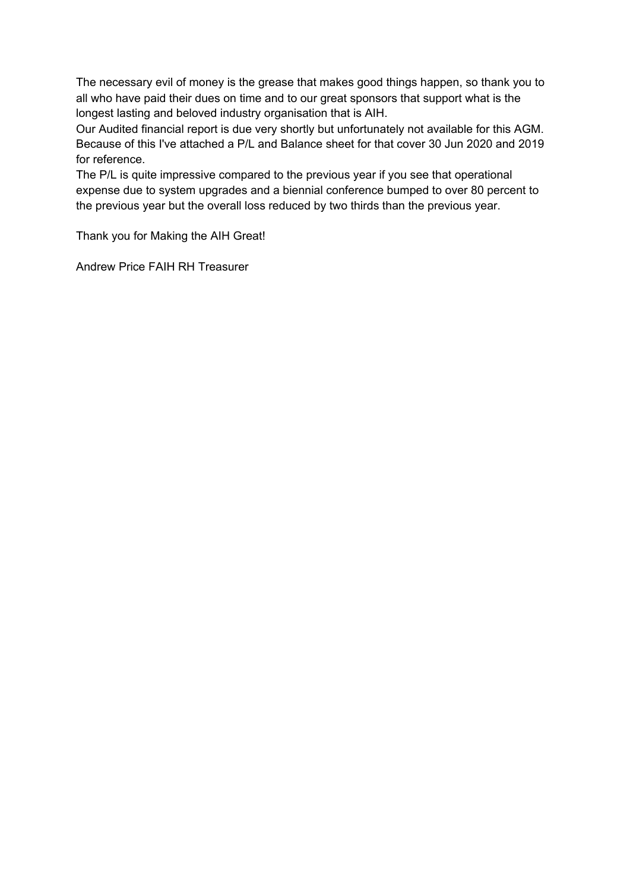The necessary evil of money is the grease that makes good things happen, so thank you to all who have paid their dues on time and to our great sponsors that support what is the longest lasting and beloved industry organisation that is AIH.
Our Audited financial report is due very shortly but unfortunately not available for this AGM. Because of this I've attached a P/L and Balance sheet for that cover 30 Jun 2020 and 2019 for reference.
The P/L is quite impressive compared to the previous year if you see that operational expense due to system upgrades and a biennial conference bumped to over 80 percent to the previous year but the overall loss reduced by two thirds than the previous year.

Thank you for Making the AIH Great!

Andrew Price FAIH RH Treasurer